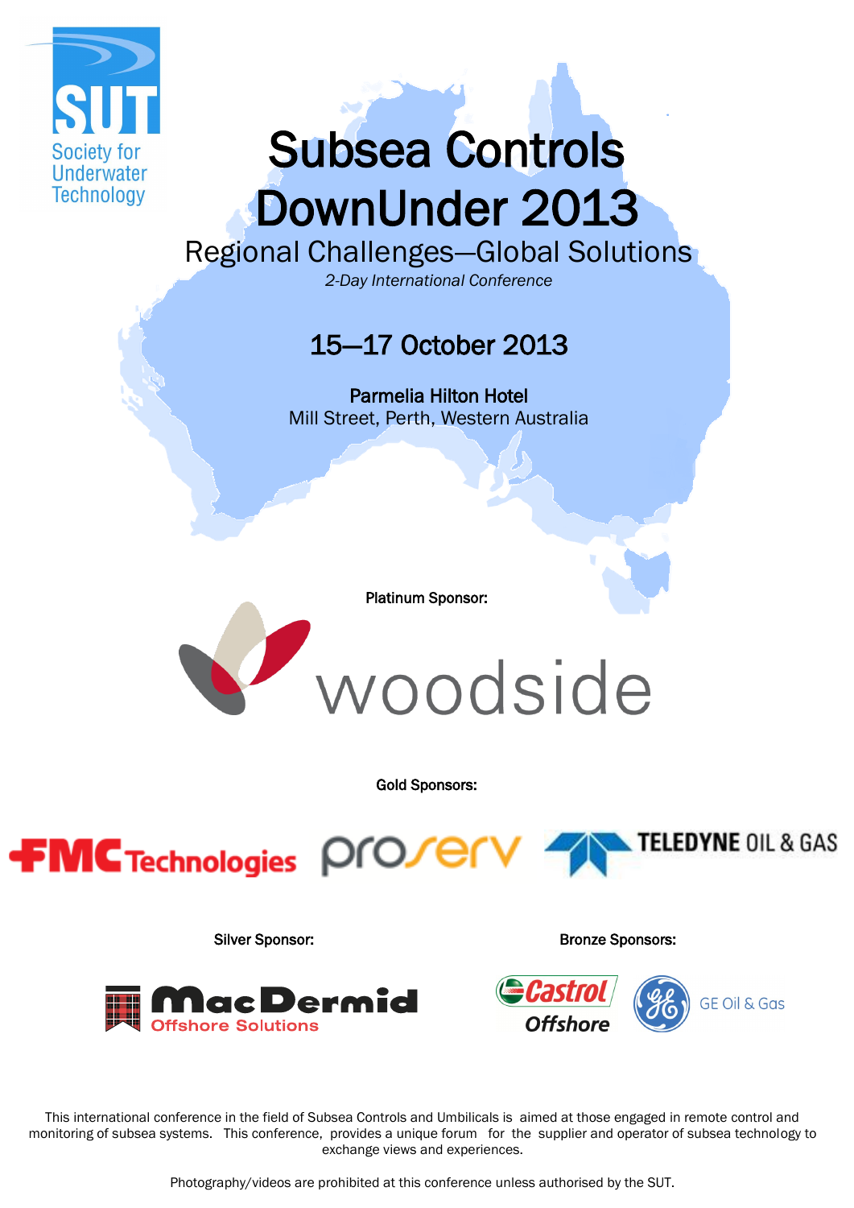SUT

Society for Underwater Technology

# Subsea Controls DownUnder 2013

## Regional Challenges—Global Solutions

*2-Day International Conference*

## 15—17 October 2013

**Parmelia Hilton Hotel**

Mill Street, Perth, Western Australia

**Platinum Sponsor:**

woodside

**Gold Sponsors:**

FMC Technologies

proserv

TELEDYNE OIL & GAS

**Silver Sponsor:**

MacDermid Offshore Solutions

**Bronze Sponsors:**

Castrol Offshore

GE Oil & Gas

This international conference in the field of Subsea Controls and Umbilicals is aimed at those engaged in remote control and monitoring of subsea systems. This conference, provides a unique forum for the supplier and operator of subsea technology to exchange views and experiences.

Photography/videos are prohibited at this conference unless authorised by the SUT.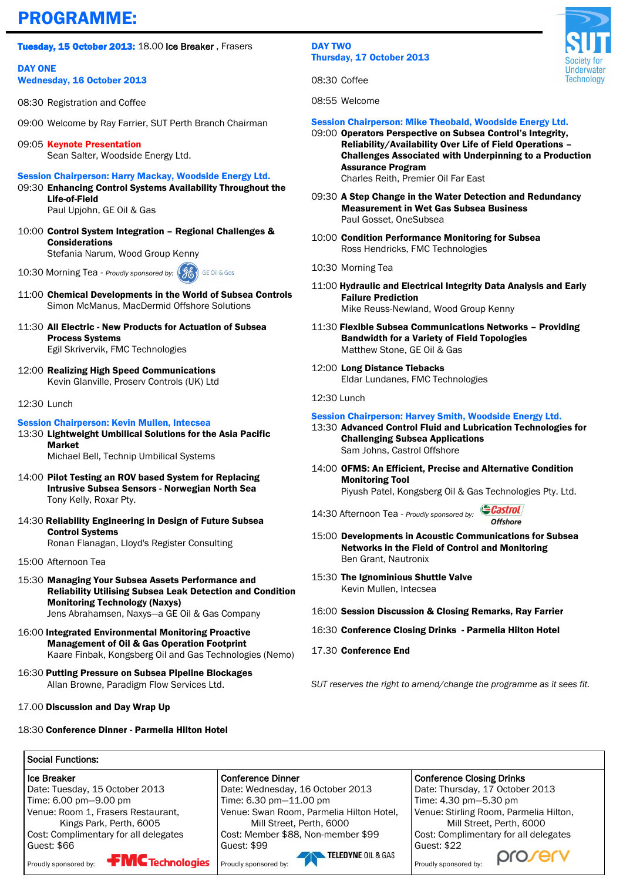# PROGRAMME:

**Tuesday, 15 October 2013:** 18.00 Ice Breaker , Frasers

## DAY ONE
## Wednesday, 16 October 2013

08:30 Registration and Coffee

09:00 Welcome by Ray Farrier, SUT Perth Branch Chairman

09:05 **Keynote Presentation**
Sean Salter, Woodside Energy Ltd.

### Session Chairperson: Harry Mackay, Woodside Energy Ltd.

09:30 **Enhancing Control Systems Availability Throughout the Life-of-Field**
Paul Upjohn, GE Oil & Gas

10:00 **Control System Integration – Regional Challenges & Considerations**
Stefania Narum, Wood Group Kenny

10:30 Morning Tea - *Proudly sponsored by:* GE Oil & Gas

11:00 **Chemical Developments in the World of Subsea Controls**
Simon McManus, MacDermid Offshore Solutions

11:30 **All Electric - New Products for Actuation of Subsea Process Systems**
Egil Skrivervik, FMC Technologies

12:00 **Realizing High Speed Communications**
Kevin Glanville, Proserv Controls (UK) Ltd

12:30 Lunch

### Session Chairperson: Kevin Mullen, Intecsea

13:30 **Lightweight Umbilical Solutions for the Asia Pacific Market**
Michael Bell, Technip Umbilical Systems

14:00 **Pilot Testing an ROV based System for Replacing Intrusive Subsea Sensors - Norwegian North Sea**
Tony Kelly, Roxar Pty.

14:30 **Reliability Engineering in Design of Future Subsea Control Systems**
Ronan Flanagan, Lloyd's Register Consulting

15:00 Afternoon Tea

15:30 **Managing Your Subsea Assets Performance and Reliability Utilising Subsea Leak Detection and Condition Monitoring Technology (Naxys)**
Jens Abrahamsen, Naxys—a GE Oil & Gas Company

16:00 **Integrated Environmental Monitoring Proactive Management of Oil & Gas Operation Footprint**
Kaare Finbak, Kongsberg Oil and Gas Technologies (Nemo)

16:30 **Putting Pressure on Subsea Pipeline Blockages**
Allan Browne, Paradigm Flow Services Ltd.

17.00 **Discussion and Day Wrap Up**

18:30 **Conference Dinner - Parmelia Hilton Hotel**

## DAY TWO
## Thursday, 17 October 2013

08:30 Coffee

08:55 Welcome

### Session Chairperson: Mike Theobald, Woodside Energy Ltd.

09:00 **Operators Perspective on Subsea Control's Integrity, Reliability/Availability Over Life of Field Operations – Challenges Associated with Underpinning to a Production Assurance Program**
Charles Reith, Premier Oil Far East

09:30 **A Step Change in the Water Detection and Redundancy Measurement in Wet Gas Subsea Business**
Paul Gosset, OneSubsea

10:00 **Condition Performance Monitoring for Subsea**
Ross Hendricks, FMC Technologies

10:30 Morning Tea

11:00 **Hydraulic and Electrical Integrity Data Analysis and Early Failure Prediction**
Mike Reuss-Newland, Wood Group Kenny

11:30 **Flexible Subsea Communications Networks – Providing Bandwidth for a Variety of Field Topologies**
Matthew Stone, GE Oil & Gas

12:00 **Long Distance Tiebacks**
Eldar Lundanes, FMC Technologies

12:30 Lunch

### Session Chairperson: Harvey Smith, Woodside Energy Ltd.

13:30 **Advanced Control Fluid and Lubrication Technologies for Challenging Subsea Applications**
Sam Johns, Castrol Offshore

14:00 **OFMS: An Efficient, Precise and Alternative Condition Monitoring Tool**
Piyush Patel, Kongsberg Oil & Gas Technologies Pty. Ltd.

14:30 Afternoon Tea - *Proudly sponsored by:* Castrol Offshore

15:00 **Developments in Acoustic Communications for Subsea Networks in the Field of Control and Monitoring**
Ben Grant, Nautronix

15:30 **The Ignominious Shuttle Valve**
Kevin Mullen, Intecsea

16:00 **Session Discussion & Closing Remarks, Ray Farrier**

16:30 **Conference Closing Drinks - Parmelia Hilton Hotel**

17.30 **Conference End**

*SUT reserves the right to amend/change the programme as it sees fit.*

## Social Functions:

| Ice Breaker | Conference Dinner | Conference Closing Drinks |
|---|---|---|
| Date: Tuesday, 15 October 2013 | Date: Wednesday, 16 October 2013 | Date: Thursday, 17 October 2013 |
| Time: 6.00 pm—9.00 pm | Time: 6.30 pm—11.00 pm | Time: 4.30 pm—5.30 pm |
| Venue: Room 1, Frasers Restaurant, Kings Park, Perth, 6005 | Venue: Swan Room, Parmelia Hilton Hotel, Mill Street, Perth, 6000 | Venue: Stirling Room, Parmelia Hilton, Mill Street, Perth, 6000 |
| Cost: Complimentary for all delegates | Cost: Member $88, Non-member $99 | Cost: Complimentary for all delegates |
| Guest: $66 | Guest: $99 | Guest: $22 |
| Proudly sponsored by: FMC Technologies | Proudly sponsored by: Teledyne Oil & Gas | Proudly sponsored by: proserv |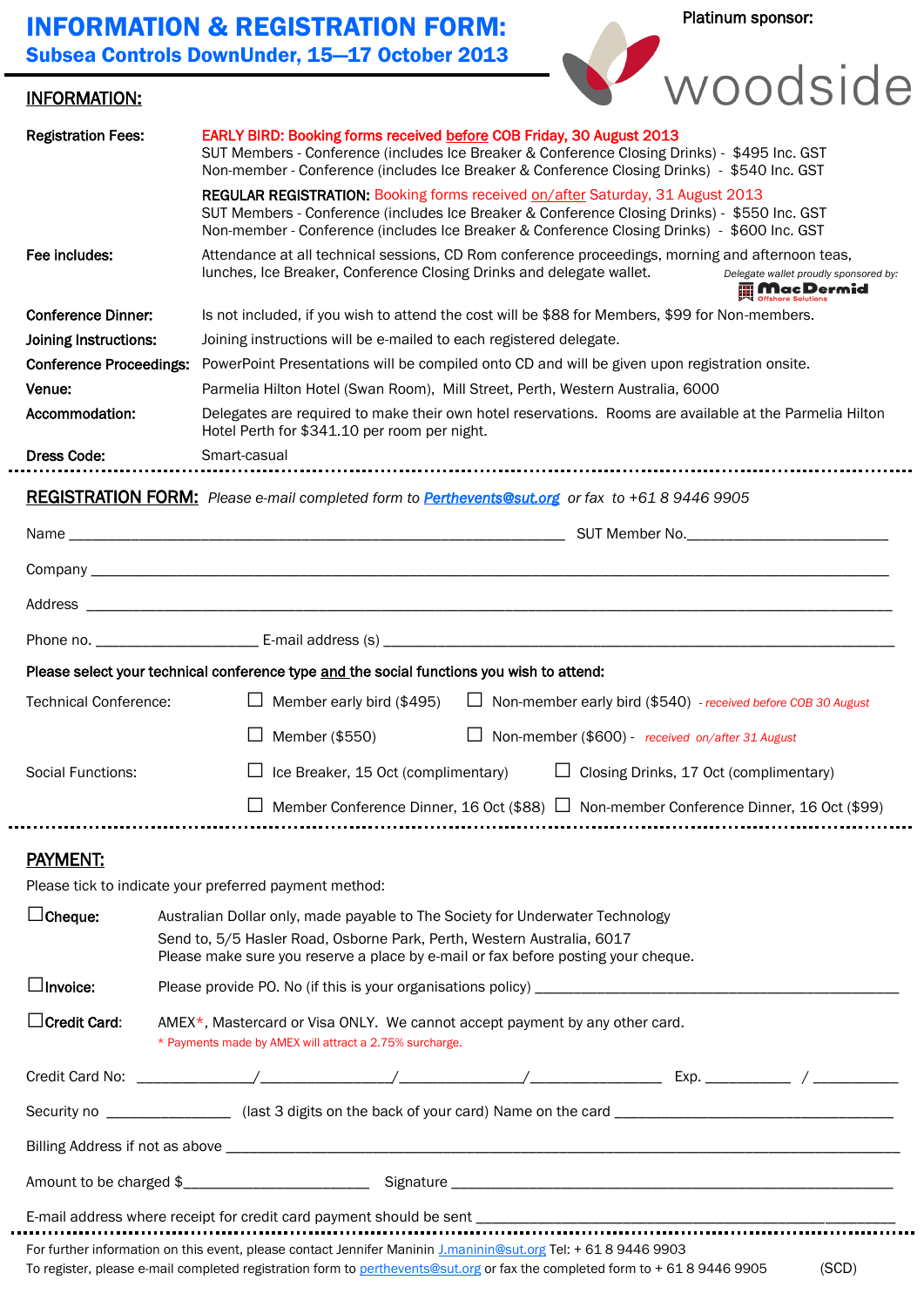# INFORMATION & REGISTRATION FORM:

## Subsea Controls DownUnder, 15—17 October 2013

Platinum sponsor:

woodside

## INFORMATION:

**Registration Fees:**

EARLY BIRD: Booking forms received before COB Friday, 30 August 2013
SUT Members - Conference (includes Ice Breaker & Conference Closing Drinks) - $495 Inc. GST
Non-member - Conference (includes Ice Breaker & Conference Closing Drinks) - $540 Inc. GST

**REGULAR REGISTRATION:** Booking forms received on/after Saturday, 31 August 2013
SUT Members - Conference (includes Ice Breaker & Conference Closing Drinks) - $550 Inc. GST
Non-member - Conference (includes Ice Breaker & Conference Closing Drinks) - $600 Inc. GST

**Fee includes:** Attendance at all technical sessions, CD Rom conference proceedings, morning and afternoon teas, lunches, Ice Breaker, Conference Closing Drinks and delegate wallet.

*Delegate wallet proudly sponsored by:* MacDermid Offshore Solutions

**Conference Dinner:** Is not included, if you wish to attend the cost will be $88 for Members, $99 for Non-members.

**Joining Instructions:** Joining instructions will be e-mailed to each registered delegate.

**Conference Proceedings:** PowerPoint Presentations will be compiled onto CD and will be given upon registration onsite.

**Venue:** Parmelia Hilton Hotel (Swan Room), Mill Street, Perth, Western Australia, 6000

**Accommodation:** Delegates are required to make their own hotel reservations. Rooms are available at the Parmelia Hilton Hotel Perth for $341.10 per room per night.

**Dress Code:** Smart-casual

## REGISTRATION FORM:

*Please e-mail completed form to Perthevents@sut.org or fax to +61 8 9446 9905*

Name ______________________________ SUT Member No.______________

Company ______________________________

Address ______________________________

Phone no. ______________ E-mail address (s) ______________________________

**Please select your technical conference type and the social functions you wish to attend:**

Technical Conference:

☐ Member early bird ($495) ☐ Non-member early bird ($540) *- received before COB 30 August*

☐ Member ($550) ☐ Non-member ($600) - *received on/after 31 August*

Social Functions:

☐ Ice Breaker, 15 Oct (complimentary) ☐ Closing Drinks, 17 Oct (complimentary)

☐ Member Conference Dinner, 16 Oct ($88) ☐ Non-member Conference Dinner, 16 Oct ($99)

## PAYMENT:

Please tick to indicate your preferred payment method:

☐ **Cheque:** Australian Dollar only, made payable to The Society for Underwater Technology
Send to, 5/5 Hasler Road, Osborne Park, Perth, Western Australia, 6017
Please make sure you reserve a place by e-mail or fax before posting your cheque.

☐ **Invoice:** Please provide PO. No (if this is your organisations policy) ______________________________

☐ **Credit Card:** AMEX*, Mastercard or Visa ONLY. We cannot accept payment by any other card.
*\* Payments made by AMEX will attract a 2.75% surcharge.*

Credit Card No: __________/__________/__________/__________ Exp. ________ / ________

Security no ____________ (last 3 digits on the back of your card) Name on the card ______________________

Billing Address if not as above ______________________________

Amount to be charged $______________ Signature ______________________________

E-mail address where receipt for credit card payment should be sent ______________________________

For further information on this event, please contact Jennifer Maninin J.maninin@sut.org Tel: + 61 8 9446 9903
To register, please e-mail completed registration form to perthevents@sut.org or fax the completed form to + 61 8 9446 9905 (SCD)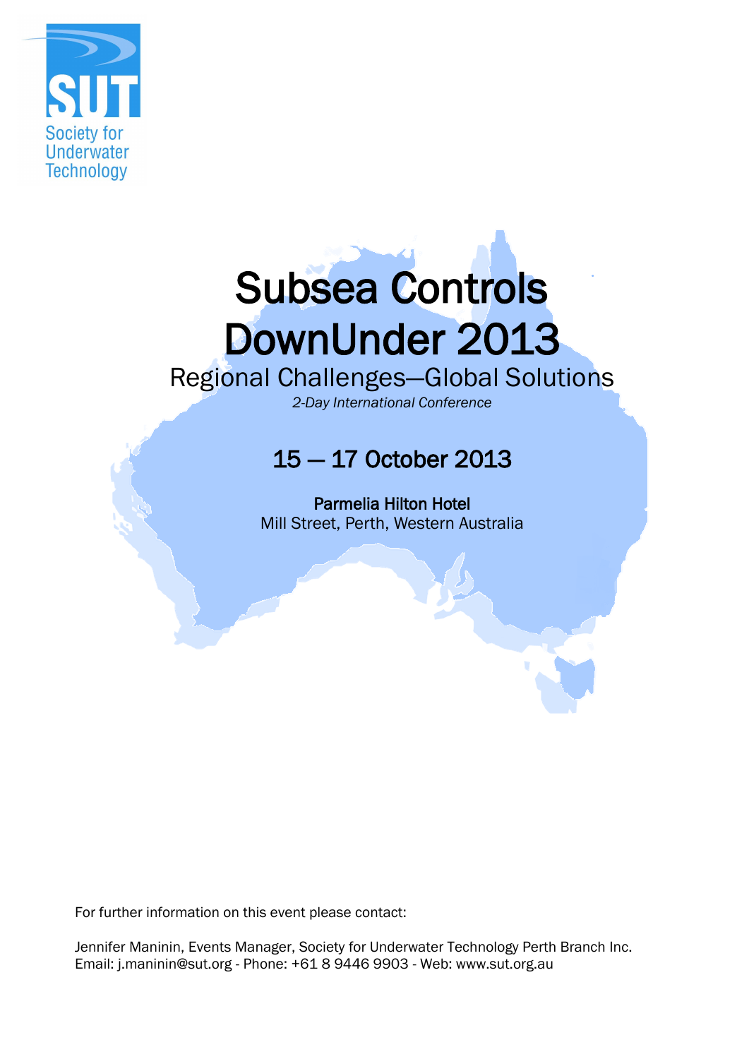SUT

Society for Underwater Technology

# Subsea Controls DownUnder 2013

## Regional Challenges—Global Solutions

*2-Day International Conference*

## 15 — 17 October 2013

**Parmelia Hilton Hotel**

Mill Street, Perth, Western Australia

For further information on this event please contact:

Jennifer Maninin, Events Manager, Society for Underwater Technology Perth Branch Inc.
Email: j.maninin@sut.org - Phone: +61 8 9446 9903 - Web: www.sut.org.au